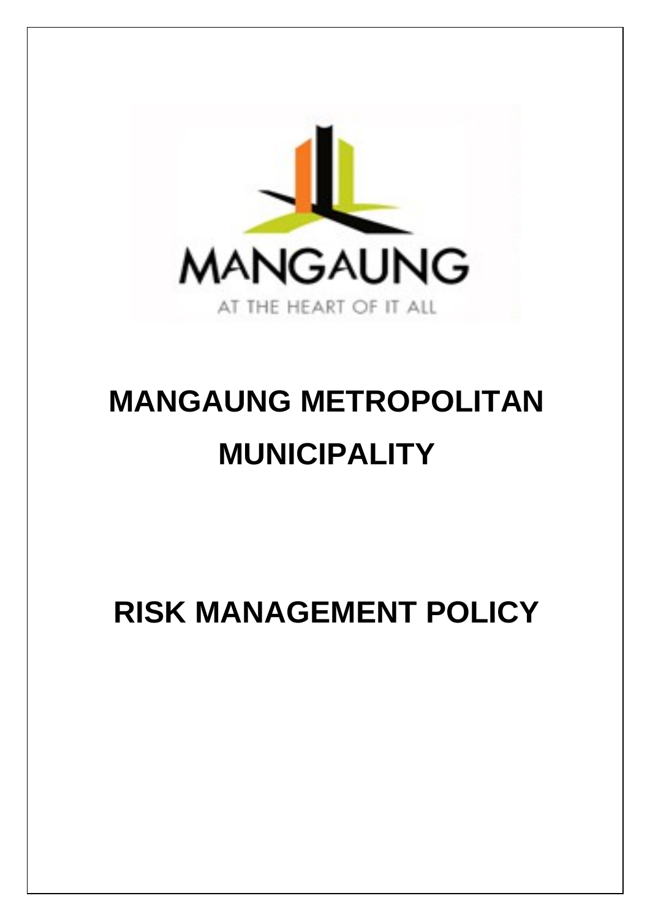MANGAUNG

AT THE HEART OF IT ALL

# MANGAUNG METROPOLITAN MUNICIPALITY

# RISK MANAGEMENT POLICY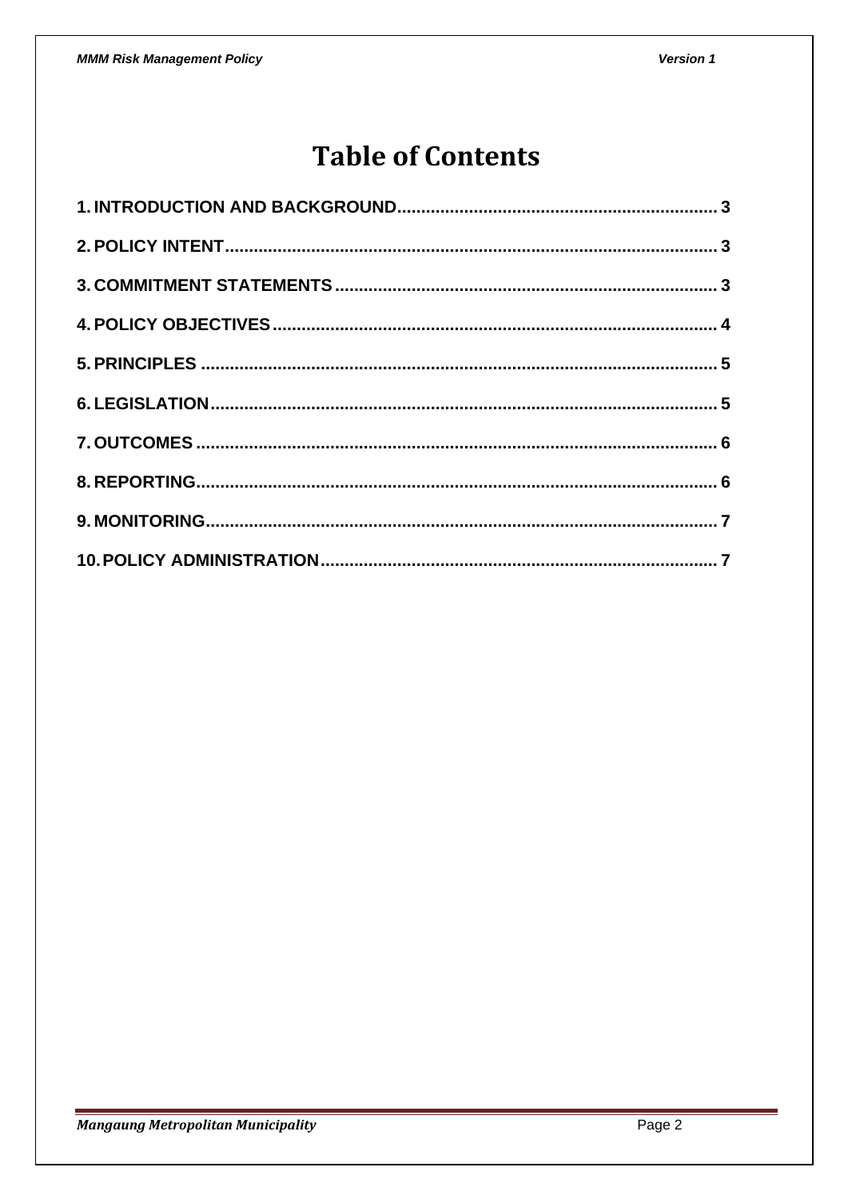# Table of Contents

1. INTRODUCTION AND BACKGROUND .................................................................. 3
2. POLICY INTENT ..................................................................................................... 3
3. COMMITMENT STATEMENTS ............................................................................... 3
4. POLICY OBJECTIVES ............................................................................................ 4
5. PRINCIPLES ........................................................................................................... 5
6. LEGISLATION ......................................................................................................... 5
7. OUTCOMES ............................................................................................................ 6
8. REPORTING ........................................................................................................... 6
9. MONITORING ......................................................................................................... 7
10. POLICY ADMINISTRATION ................................................................................. 7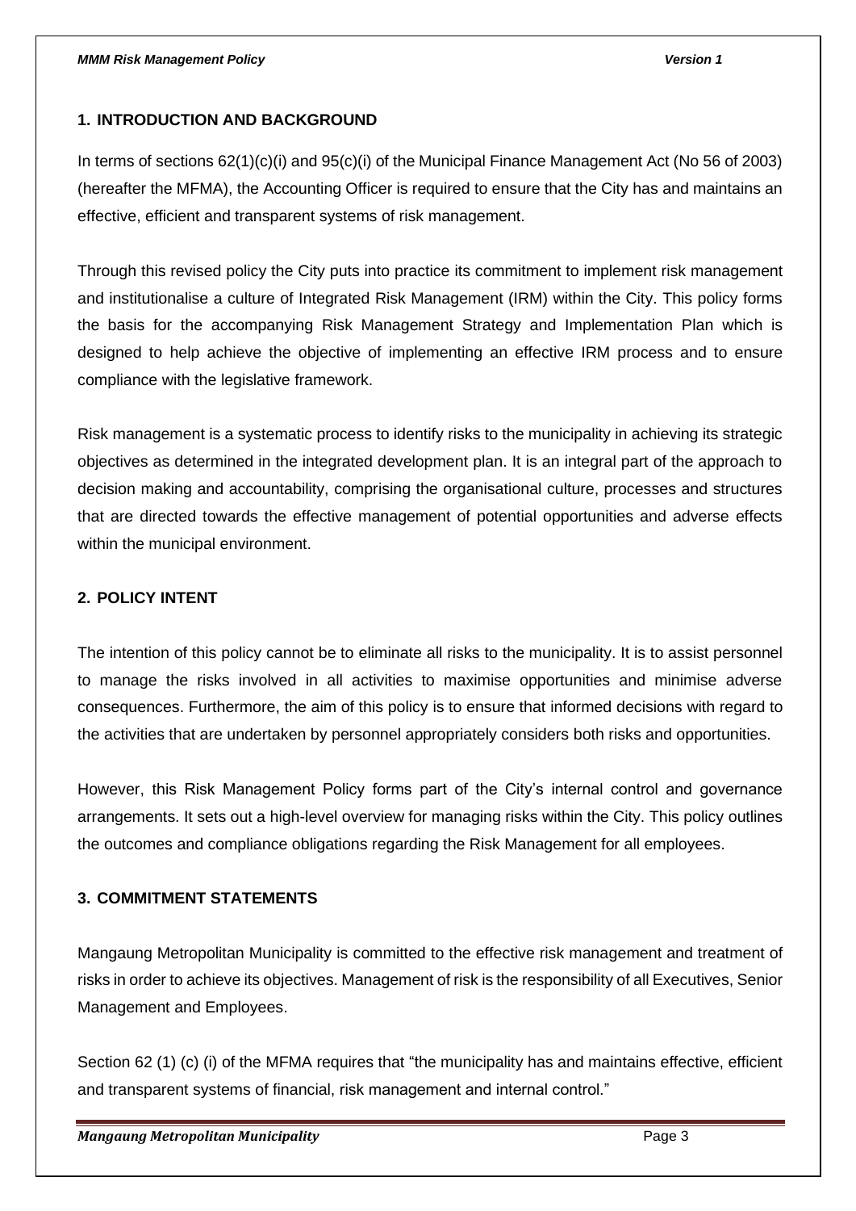## 1. INTRODUCTION AND BACKGROUND

In terms of sections 62(1)(c)(i) and 95(c)(i) of the Municipal Finance Management Act (No 56 of 2003) (hereafter the MFMA), the Accounting Officer is required to ensure that the City has and maintains an effective, efficient and transparent systems of risk management.

Through this revised policy the City puts into practice its commitment to implement risk management and institutionalise a culture of Integrated Risk Management (IRM) within the City. This policy forms the basis for the accompanying Risk Management Strategy and Implementation Plan which is designed to help achieve the objective of implementing an effective IRM process and to ensure compliance with the legislative framework.

Risk management is a systematic process to identify risks to the municipality in achieving its strategic objectives as determined in the integrated development plan. It is an integral part of the approach to decision making and accountability, comprising the organisational culture, processes and structures that are directed towards the effective management of potential opportunities and adverse effects within the municipal environment.

## 2. POLICY INTENT

The intention of this policy cannot be to eliminate all risks to the municipality. It is to assist personnel to manage the risks involved in all activities to maximise opportunities and minimise adverse consequences. Furthermore, the aim of this policy is to ensure that informed decisions with regard to the activities that are undertaken by personnel appropriately considers both risks and opportunities.

However, this Risk Management Policy forms part of the City's internal control and governance arrangements. It sets out a high-level overview for managing risks within the City. This policy outlines the outcomes and compliance obligations regarding the Risk Management for all employees.

## 3. COMMITMENT STATEMENTS

Mangaung Metropolitan Municipality is committed to the effective risk management and treatment of risks in order to achieve its objectives. Management of risk is the responsibility of all Executives, Senior Management and Employees.

Section 62 (1) (c) (i) of the MFMA requires that "the municipality has and maintains effective, efficient and transparent systems of financial, risk management and internal control."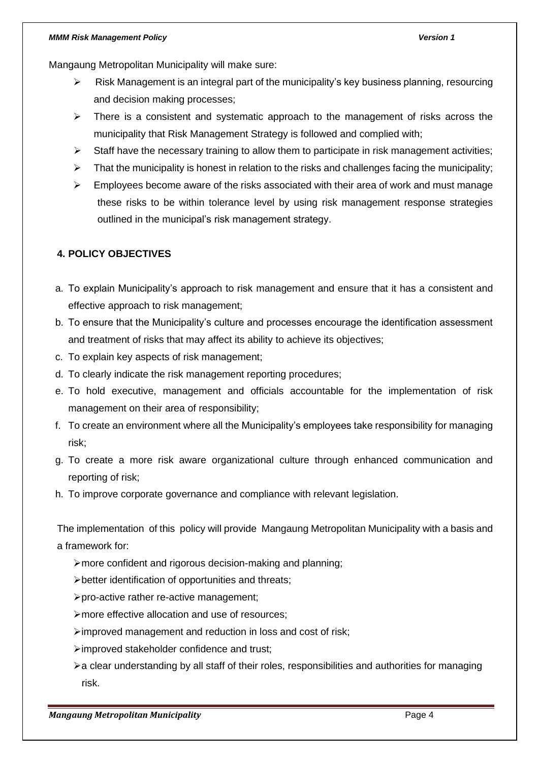Mangaung Metropolitan Municipality will make sure:

- Risk Management is an integral part of the municipality's key business planning, resourcing and decision making processes;
- There is a consistent and systematic approach to the management of risks across the municipality that Risk Management Strategy is followed and complied with;
- Staff have the necessary training to allow them to participate in risk management activities;
- That the municipality is honest in relation to the risks and challenges facing the municipality;
- Employees become aware of the risks associated with their area of work and must manage these risks to be within tolerance level by using risk management response strategies outlined in the municipal's risk management strategy.

## 4. POLICY OBJECTIVES

a. To explain Municipality's approach to risk management and ensure that it has a consistent and effective approach to risk management;
b. To ensure that the Municipality's culture and processes encourage the identification assessment and treatment of risks that may affect its ability to achieve its objectives;
c. To explain key aspects of risk management;
d. To clearly indicate the risk management reporting procedures;
e. To hold executive, management and officials accountable for the implementation of risk management on their area of responsibility;
f. To create an environment where all the Municipality's employees take responsibility for managing risk;
g. To create a more risk aware organizational culture through enhanced communication and reporting of risk;
h. To improve corporate governance and compliance with relevant legislation.

The implementation of this policy will provide Mangaung Metropolitan Municipality with a basis and a framework for:

- more confident and rigorous decision-making and planning;
- better identification of opportunities and threats;
- pro-active rather re-active management;
- more effective allocation and use of resources;
- improved management and reduction in loss and cost of risk;
- improved stakeholder confidence and trust;
- a clear understanding by all staff of their roles, responsibilities and authorities for managing risk.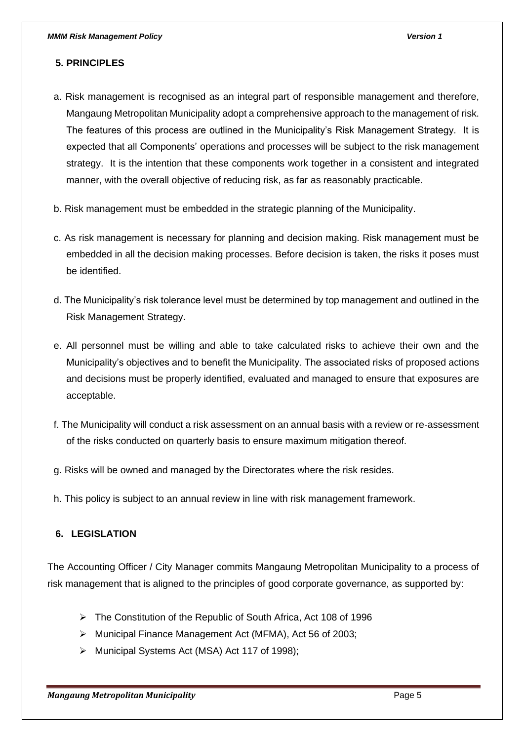## 5. PRINCIPLES

a. Risk management is recognised as an integral part of responsible management and therefore, Mangaung Metropolitan Municipality adopt a comprehensive approach to the management of risk. The features of this process are outlined in the Municipality's Risk Management Strategy. It is expected that all Components' operations and processes will be subject to the risk management strategy. It is the intention that these components work together in a consistent and integrated manner, with the overall objective of reducing risk, as far as reasonably practicable.

b. Risk management must be embedded in the strategic planning of the Municipality.

c. As risk management is necessary for planning and decision making. Risk management must be embedded in all the decision making processes. Before decision is taken, the risks it poses must be identified.

d. The Municipality's risk tolerance level must be determined by top management and outlined in the Risk Management Strategy.

e. All personnel must be willing and able to take calculated risks to achieve their own and the Municipality's objectives and to benefit the Municipality. The associated risks of proposed actions and decisions must be properly identified, evaluated and managed to ensure that exposures are acceptable.

f. The Municipality will conduct a risk assessment on an annual basis with a review or re-assessment of the risks conducted on quarterly basis to ensure maximum mitigation thereof.

g. Risks will be owned and managed by the Directorates where the risk resides.

h. This policy is subject to an annual review in line with risk management framework.

## 6. LEGISLATION

The Accounting Officer / City Manager commits Mangaung Metropolitan Municipality to a process of risk management that is aligned to the principles of good corporate governance, as supported by:

- The Constitution of the Republic of South Africa, Act 108 of 1996
- Municipal Finance Management Act (MFMA), Act 56 of 2003;
- Municipal Systems Act (MSA) Act 117 of 1998);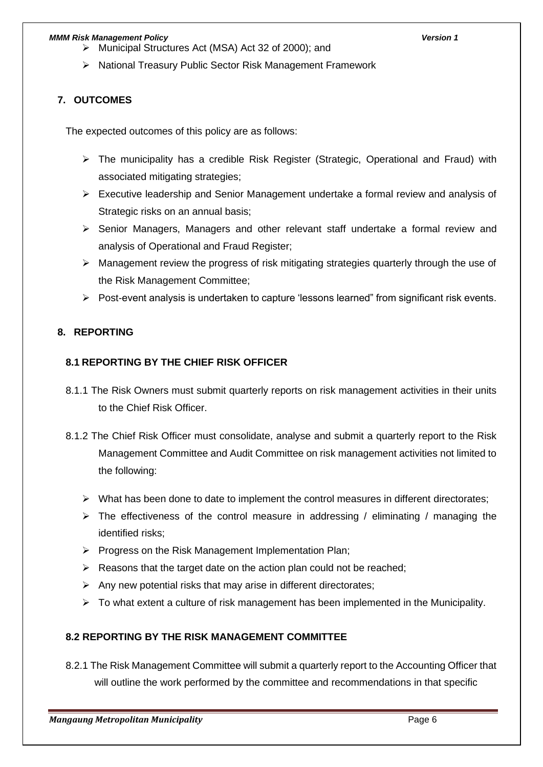- Municipal Structures Act (MSA) Act 32 of 2000); and
- National Treasury Public Sector Risk Management Framework

## 7. OUTCOMES

The expected outcomes of this policy are as follows:

- The municipality has a credible Risk Register (Strategic, Operational and Fraud) with associated mitigating strategies;
- Executive leadership and Senior Management undertake a formal review and analysis of Strategic risks on an annual basis;
- Senior Managers, Managers and other relevant staff undertake a formal review and analysis of Operational and Fraud Register;
- Management review the progress of risk mitigating strategies quarterly through the use of the Risk Management Committee;
- Post-event analysis is undertaken to capture 'lessons learned" from significant risk events.

## 8. REPORTING

### 8.1 REPORTING BY THE CHIEF RISK OFFICER

8.1.1 The Risk Owners must submit quarterly reports on risk management activities in their units to the Chief Risk Officer.

8.1.2 The Chief Risk Officer must consolidate, analyse and submit a quarterly report to the Risk Management Committee and Audit Committee on risk management activities not limited to the following:

- What has been done to date to implement the control measures in different directorates;
- The effectiveness of the control measure in addressing / eliminating / managing the identified risks;
- Progress on the Risk Management Implementation Plan;
- Reasons that the target date on the action plan could not be reached;
- Any new potential risks that may arise in different directorates;
- To what extent a culture of risk management has been implemented in the Municipality.

### 8.2 REPORTING BY THE RISK MANAGEMENT COMMITTEE

8.2.1 The Risk Management Committee will submit a quarterly report to the Accounting Officer that will outline the work performed by the committee and recommendations in that specific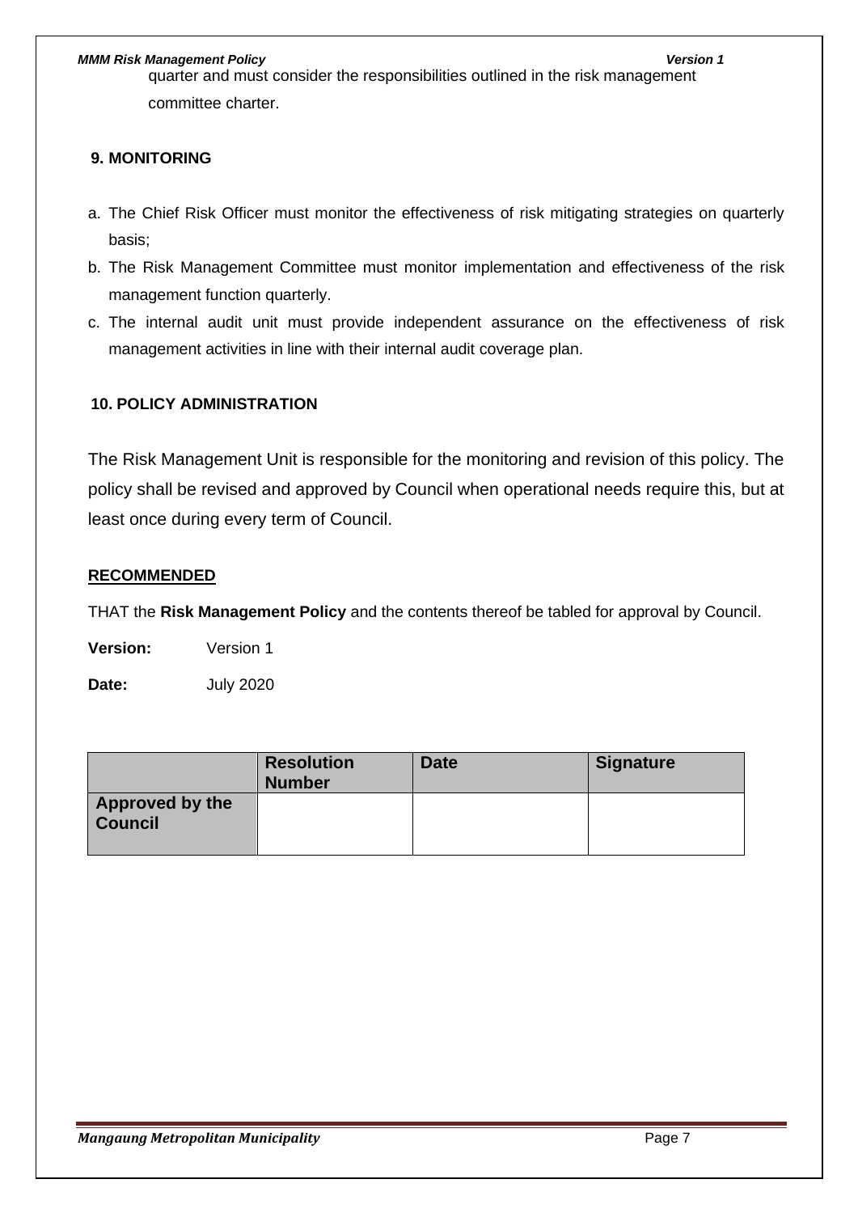quarter and must consider the responsibilities outlined in the risk management committee charter.

## 9. MONITORING

a. The Chief Risk Officer must monitor the effectiveness of risk mitigating strategies on quarterly basis;
b. The Risk Management Committee must monitor implementation and effectiveness of the risk management function quarterly.
c. The internal audit unit must provide independent assurance on the effectiveness of risk management activities in line with their internal audit coverage plan.

## 10. POLICY ADMINISTRATION

The Risk Management Unit is responsible for the monitoring and revision of this policy. The policy shall be revised and approved by Council when operational needs require this, but at least once during every term of Council.

**RECOMMENDED**

THAT the **Risk Management Policy** and the contents thereof be tabled for approval by Council.

**Version:** Version 1

**Date:** July 2020

| | Resolution Number | Date | Signature |
|---|---|---|---|
| **Approved by the Council** | | | |